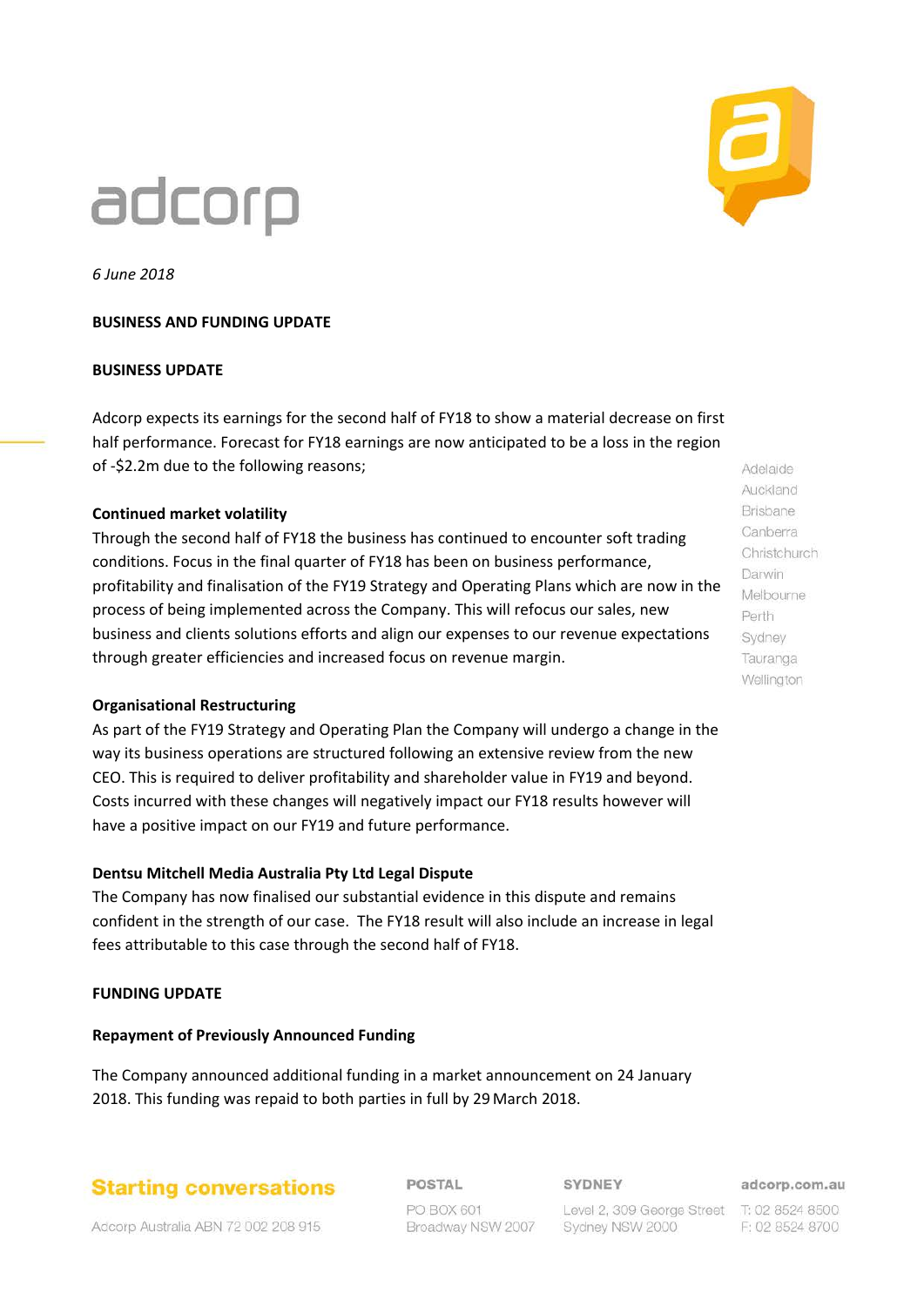adcorp

*6 June 2018*

**BUSINESS AND FUNDING UPDATE**

**BUSINESS UPDATE**

Adcorp expects its earnings for the second half of FY18 to show a material decrease on first half performance. Forecast for FY18 earnings are now anticipated to be a loss in the region of -$2.2m due to the following reasons;

**Continued market volatility**

Through the second half of FY18 the business has continued to encounter soft trading conditions. Focus in the final quarter of FY18 has been on business performance, profitability and finalisation of the FY19 Strategy and Operating Plans which are now in the process of being implemented across the Company. This will refocus our sales, new business and clients solutions efforts and align our expenses to our revenue expectations through greater efficiencies and increased focus on revenue margin.

**Organisational Restructuring**

As part of the FY19 Strategy and Operating Plan the Company will undergo a change in the way its business operations are structured following an extensive review from the new CEO. This is required to deliver profitability and shareholder value in FY19 and beyond. Costs incurred with these changes will negatively impact our FY18 results however will have a positive impact on our FY19 and future performance.

**Dentsu Mitchell Media Australia Pty Ltd Legal Dispute**

The Company has now finalised our substantial evidence in this dispute and remains confident in the strength of our case. The FY18 result will also include an increase in legal fees attributable to this case through the second half of FY18.

**FUNDING UPDATE**

**Repayment of Previously Announced Funding**

The Company announced additional funding in a market announcement on 24 January 2018. This funding was repaid to both parties in full by 29 March 2018.

Adelaide
Auckland
Brisbane
Canberra
Christchurch
Darwin
Melbourne
Perth
Sydney
Tauranga
Wellington

**Starting conversations**

Adcorp Australia ABN 72 002 208 915

**POSTAL**
PO BOX 601
Broadway NSW 2007

**SYDNEY**
Level 2, 309 George Street
Sydney NSW 2000

**adcorp.com.au**
T: 02 8524 8500
F: 02 8524 8700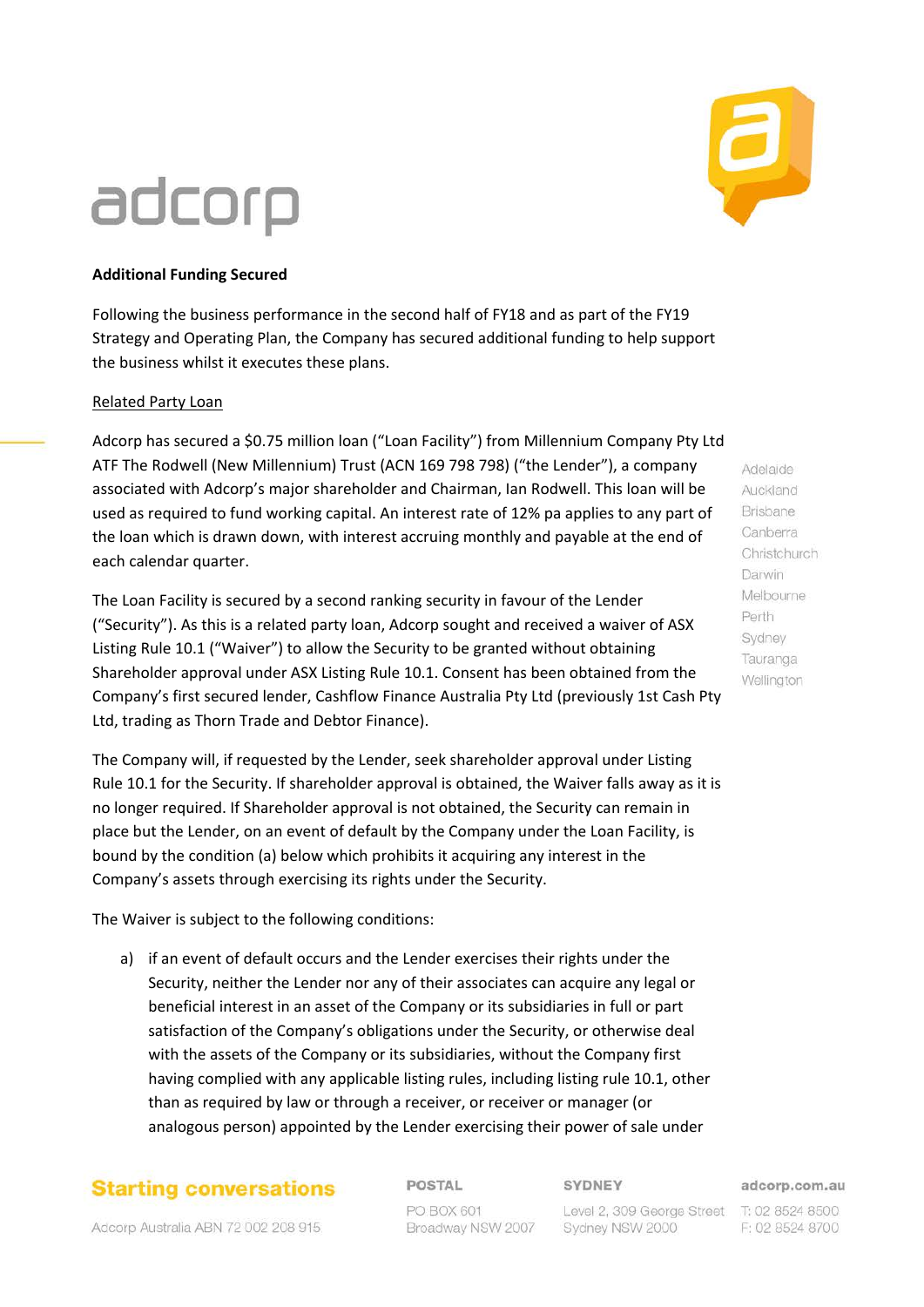**Additional Funding Secured**

Following the business performance in the second half of FY18 and as part of the FY19 Strategy and Operating Plan, the Company has secured additional funding to help support the business whilst it executes these plans.

Related Party Loan

Adcorp has secured a $0.75 million loan ("Loan Facility") from Millennium Company Pty Ltd ATF The Rodwell (New Millennium) Trust (ACN 169 798 798) ("the Lender"), a company associated with Adcorp's major shareholder and Chairman, Ian Rodwell. This loan will be used as required to fund working capital. An interest rate of 12% pa applies to any part of the loan which is drawn down, with interest accruing monthly and payable at the end of each calendar quarter.

The Loan Facility is secured by a second ranking security in favour of the Lender ("Security"). As this is a related party loan, Adcorp sought and received a waiver of ASX Listing Rule 10.1 ("Waiver") to allow the Security to be granted without obtaining Shareholder approval under ASX Listing Rule 10.1. Consent has been obtained from the Company's first secured lender, Cashflow Finance Australia Pty Ltd (previously 1st Cash Pty Ltd, trading as Thorn Trade and Debtor Finance).

The Company will, if requested by the Lender, seek shareholder approval under Listing Rule 10.1 for the Security. If shareholder approval is obtained, the Waiver falls away as it is no longer required. If Shareholder approval is not obtained, the Security can remain in place but the Lender, on an event of default by the Company under the Loan Facility, is bound by the condition (a) below which prohibits it acquiring any interest in the Company's assets through exercising its rights under the Security.

The Waiver is subject to the following conditions:

a) if an event of default occurs and the Lender exercises their rights under the Security, neither the Lender nor any of their associates can acquire any legal or beneficial interest in an asset of the Company or its subsidiaries in full or part satisfaction of the Company's obligations under the Security, or otherwise deal with the assets of the Company or its subsidiaries, without the Company first having complied with any applicable listing rules, including listing rule 10.1, other than as required by law or through a receiver, or receiver or manager (or analogous person) appointed by the Lender exercising their power of sale under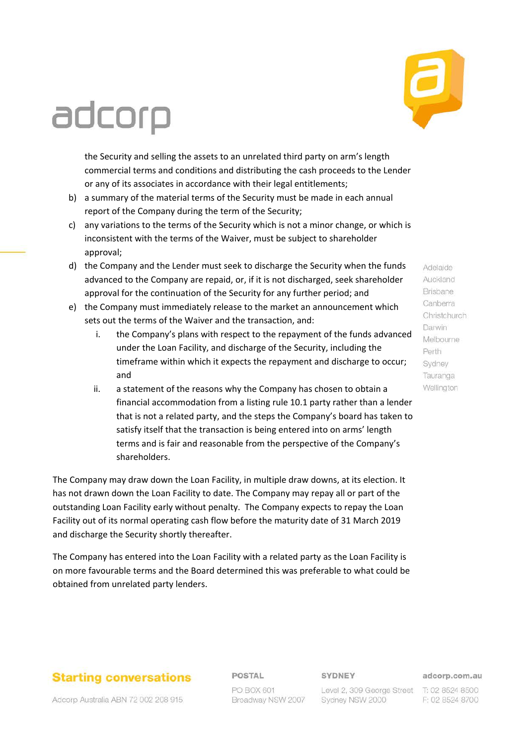the Security and selling the assets to an unrelated third party on arm's length commercial terms and conditions and distributing the cash proceeds to the Lender or any of its associates in accordance with their legal entitlements;

b) a summary of the material terms of the Security must be made in each annual report of the Company during the term of the Security;

c) any variations to the terms of the Security which is not a minor change, or which is inconsistent with the terms of the Waiver, must be subject to shareholder approval;

d) the Company and the Lender must seek to discharge the Security when the funds advanced to the Company are repaid, or, if it is not discharged, seek shareholder approval for the continuation of the Security for any further period; and

e) the Company must immediately release to the market an announcement which sets out the terms of the Waiver and the transaction, and:

   i. the Company's plans with respect to the repayment of the funds advanced under the Loan Facility, and discharge of the Security, including the timeframe within which it expects the repayment and discharge to occur; and

   ii. a statement of the reasons why the Company has chosen to obtain a financial accommodation from a listing rule 10.1 party rather than a lender that is not a related party, and the steps the Company's board has taken to satisfy itself that the transaction is being entered into on arms' length terms and is fair and reasonable from the perspective of the Company's shareholders.

The Company may draw down the Loan Facility, in multiple draw downs, at its election. It has not drawn down the Loan Facility to date. The Company may repay all or part of the outstanding Loan Facility early without penalty. The Company expects to repay the Loan Facility out of its normal operating cash flow before the maturity date of 31 March 2019 and discharge the Security shortly thereafter.

The Company has entered into the Loan Facility with a related party as the Loan Facility is on more favourable terms and the Board determined this was preferable to what could be obtained from unrelated party lenders.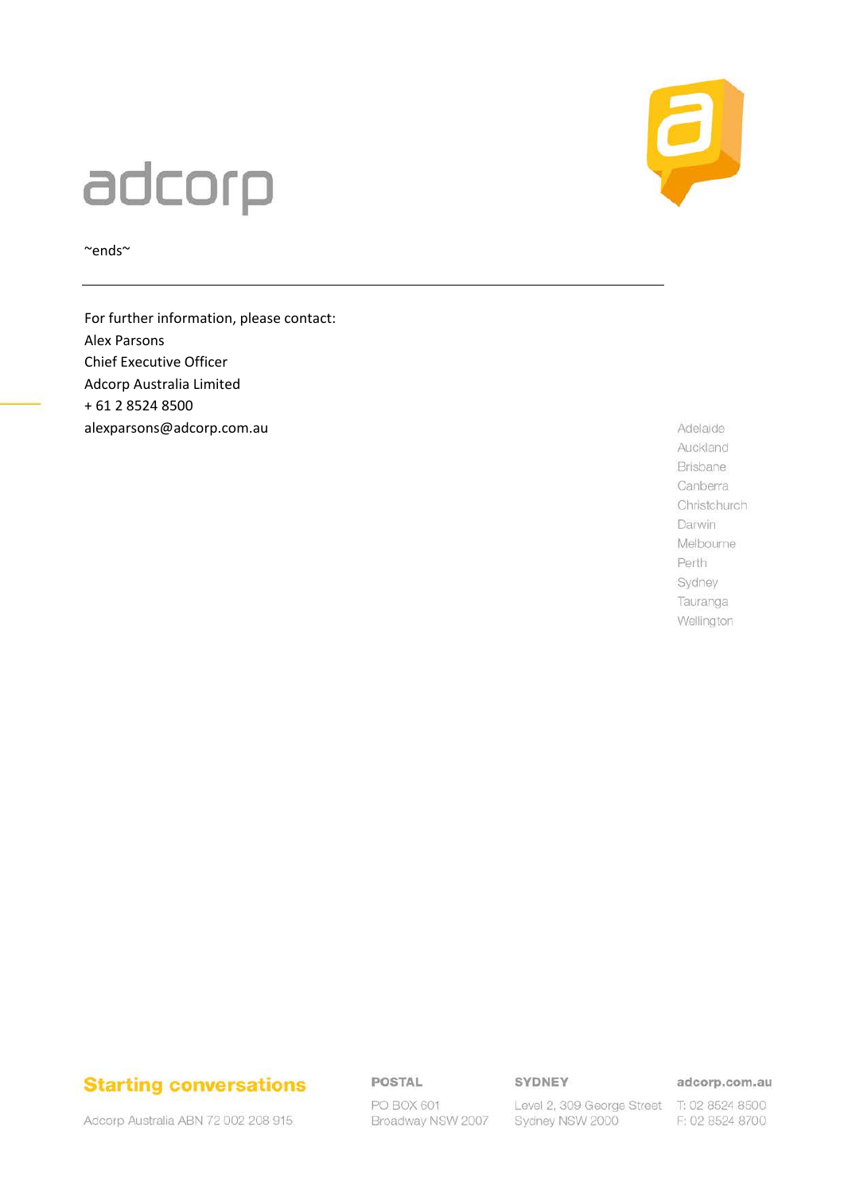~ends~

---

For further information, please contact:
Alex Parsons
Chief Executive Officer
Adcorp Australia Limited
+ 61 2 8524 8500
alexparsons@adcorp.com.au